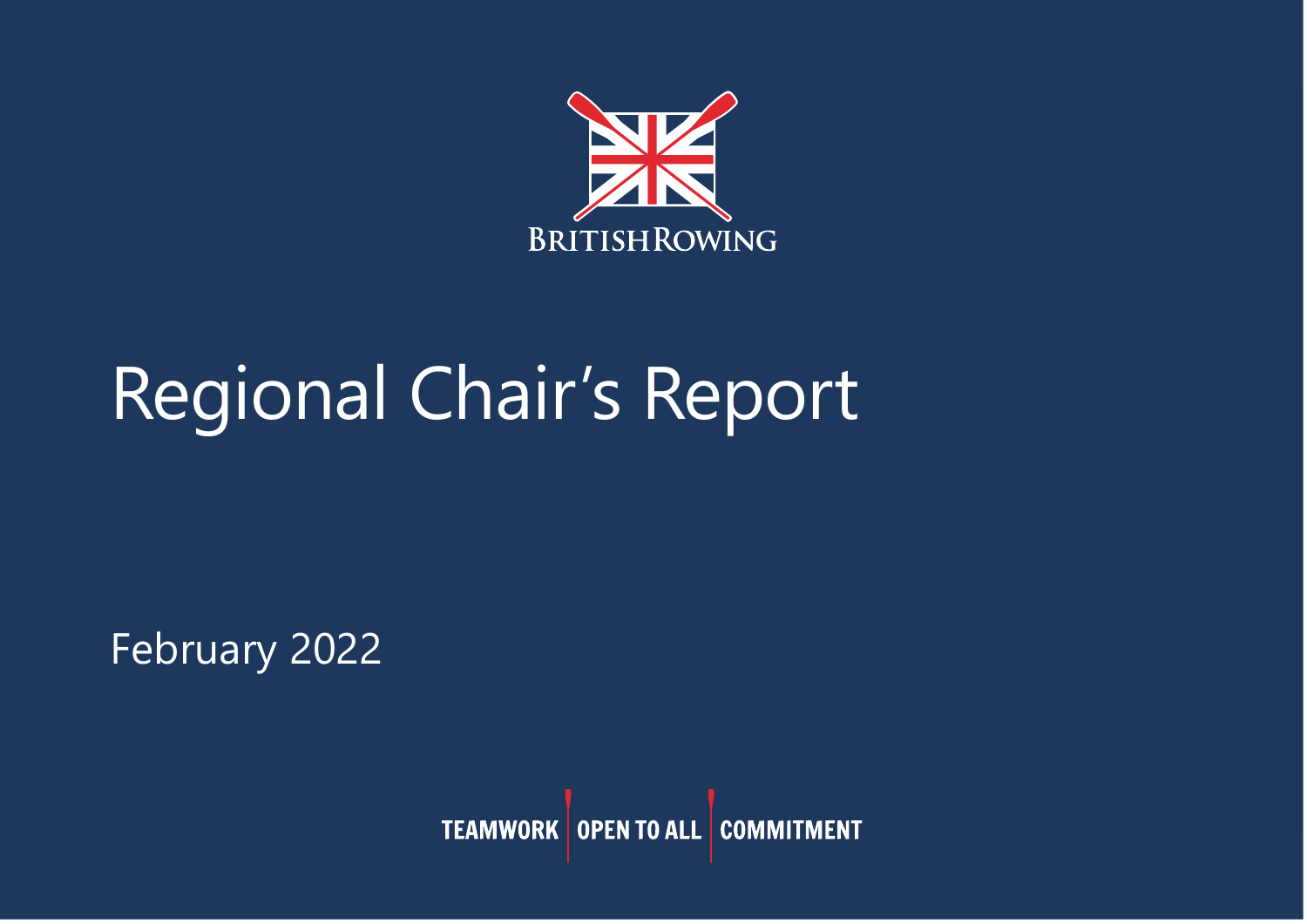BRITISH ROWING

# Regional Chair's Report

February 2022

TEAMWORK | OPEN TO ALL | COMMITMENT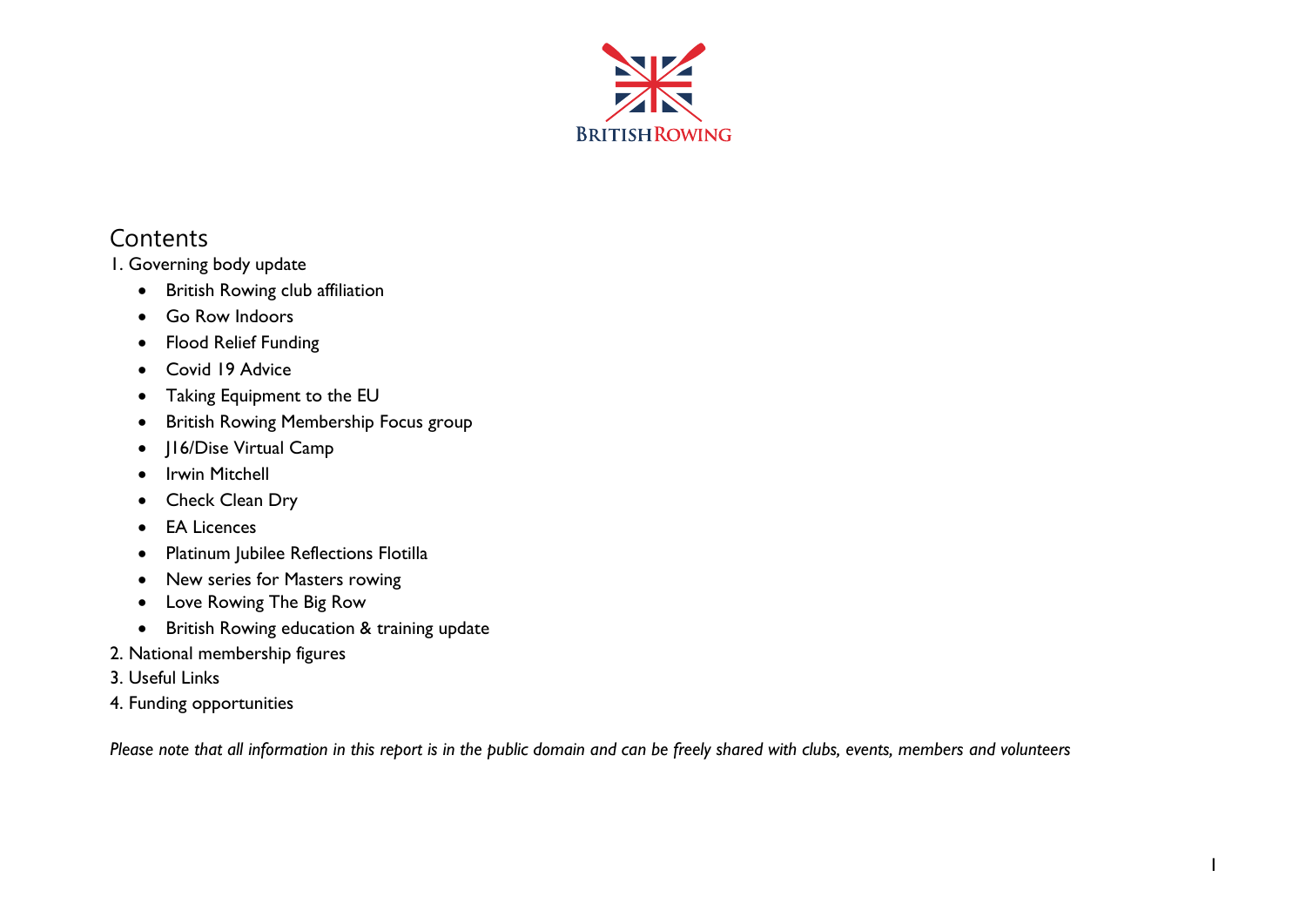## Contents

1. Governing body update
    - British Rowing club affiliation
    - Go Row Indoors
    - Flood Relief Funding
    - Covid 19 Advice
    - Taking Equipment to the EU
    - British Rowing Membership Focus group
    - J16/Dise Virtual Camp
    - Irwin Mitchell
    - Check Clean Dry
    - EA Licences
    - Platinum Jubilee Reflections Flotilla
    - New series for Masters rowing
    - Love Rowing The Big Row
    - British Rowing education & training update
2. National membership figures
3. Useful Links
4. Funding opportunities

*Please note that all information in this report is in the public domain and can be freely shared with clubs, events, members and volunteers*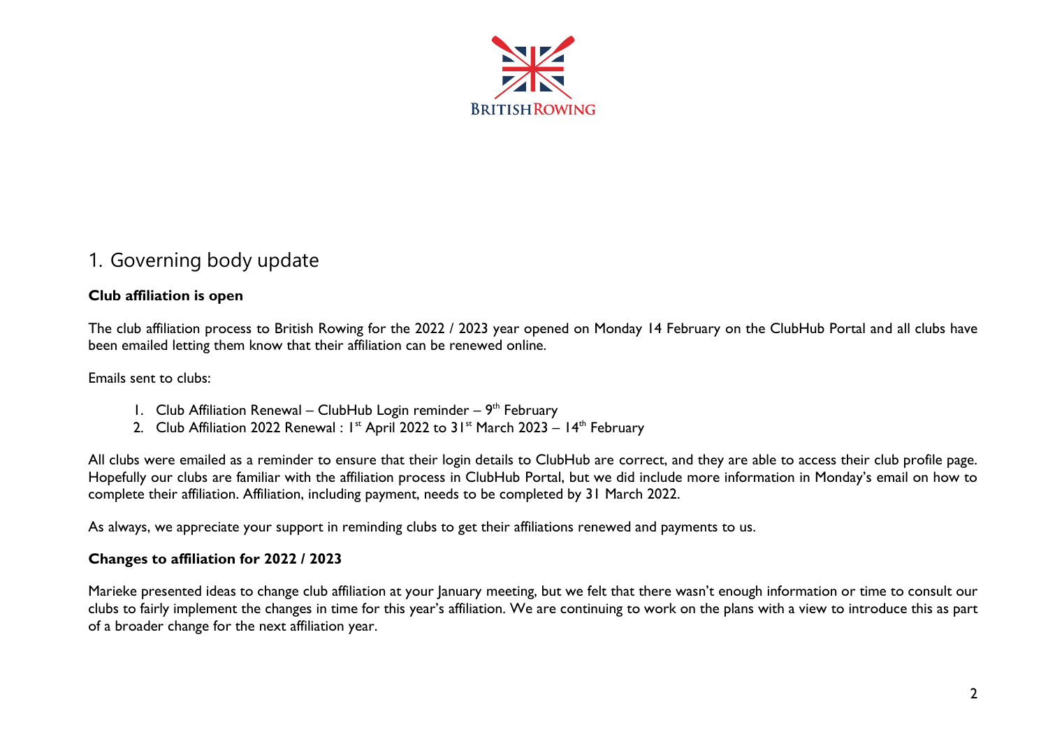## 1. Governing body update

**Club affiliation is open**

The club affiliation process to British Rowing for the 2022 / 2023 year opened on Monday 14 February on the ClubHub Portal and all clubs have been emailed letting them know that their affiliation can be renewed online.

Emails sent to clubs:

1. Club Affiliation Renewal – ClubHub Login reminder – 9th February
2. Club Affiliation 2022 Renewal : 1st April 2022 to 31st March 2023 – 14th February

All clubs were emailed as a reminder to ensure that their login details to ClubHub are correct, and they are able to access their club profile page. Hopefully our clubs are familiar with the affiliation process in ClubHub Portal, but we did include more information in Monday's email on how to complete their affiliation. Affiliation, including payment, needs to be completed by 31 March 2022.

As always, we appreciate your support in reminding clubs to get their affiliations renewed and payments to us.

**Changes to affiliation for 2022 / 2023**

Marieke presented ideas to change club affiliation at your January meeting, but we felt that there wasn't enough information or time to consult our clubs to fairly implement the changes in time for this year's affiliation. We are continuing to work on the plans with a view to introduce this as part of a broader change for the next affiliation year.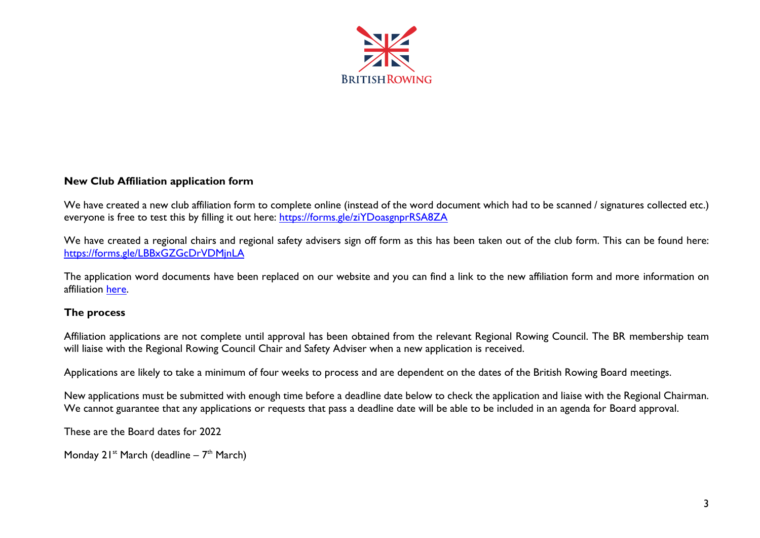**New Club Affiliation application form**

We have created a new club affiliation form to complete online (instead of the word document which had to be scanned / signatures collected etc.) everyone is free to test this by filling it out here: [https://forms.gle/ziYDoasgnprRSA8ZA](https://forms.gle/ziYDoasgnprRSA8ZA)

We have created a regional chairs and regional safety advisers sign off form as this has been taken out of the club form. This can be found here: [https://forms.gle/LBBxGZGcDrVDMjnLA](https://forms.gle/LBBxGZGcDrVDMjnLA)

The application word documents have been replaced on our website and you can find a link to the new affiliation form and more information on affiliation here.

**The process**

Affiliation applications are not complete until approval has been obtained from the relevant Regional Rowing Council. The BR membership team will liaise with the Regional Rowing Council Chair and Safety Adviser when a new application is received.

Applications are likely to take a minimum of four weeks to process and are dependent on the dates of the British Rowing Board meetings.

New applications must be submitted with enough time before a deadline date below to check the application and liaise with the Regional Chairman. We cannot guarantee that any applications or requests that pass a deadline date will be able to be included in an agenda for Board approval.

These are the Board dates for 2022

Monday 21st March (deadline – 7th March)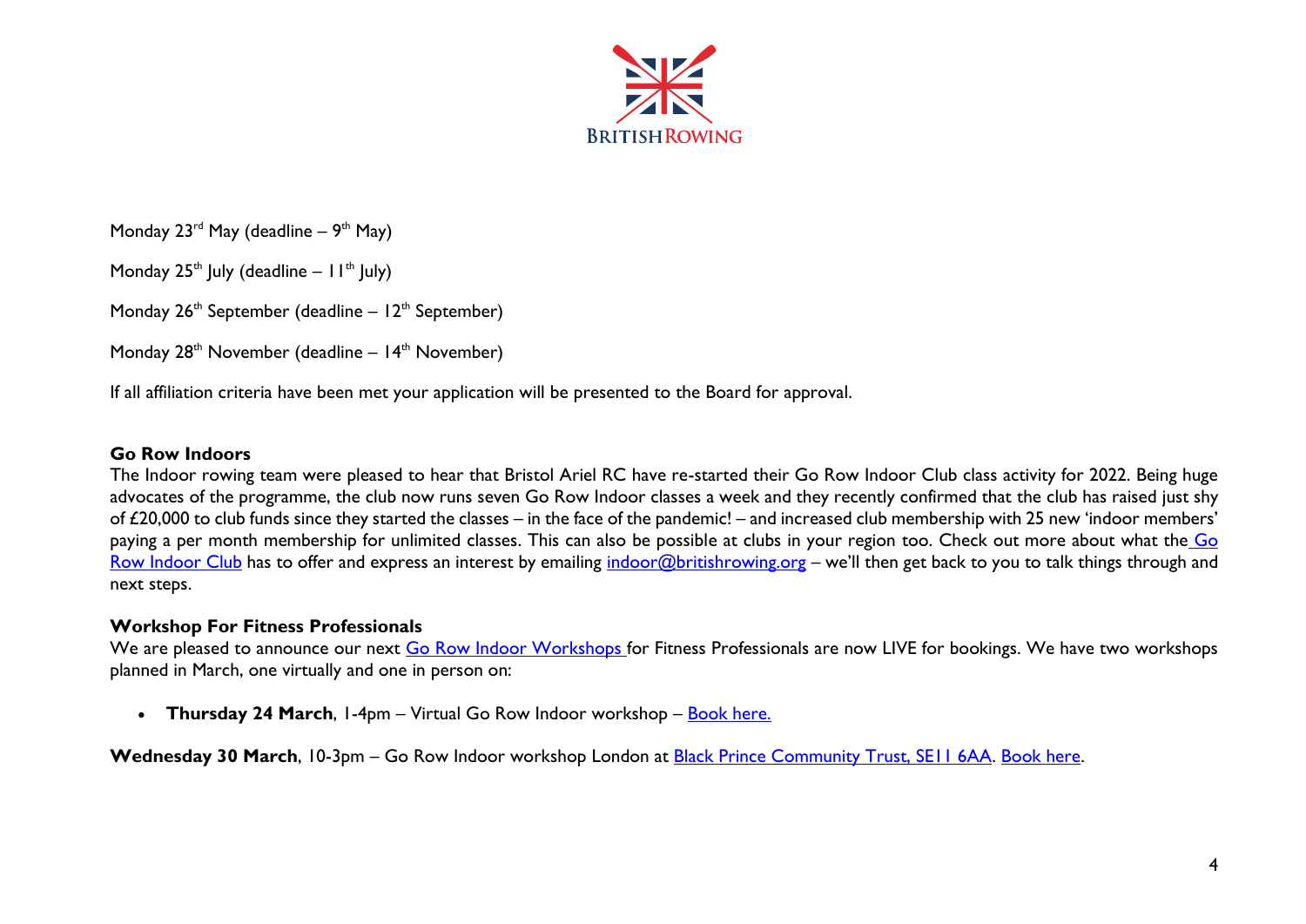Monday 23rd May (deadline – 9th May)

Monday 25th July (deadline – 11th July)

Monday 26th September (deadline – 12th September)

Monday 28th November (deadline – 14th November)

If all affiliation criteria have been met your application will be presented to the Board for approval.

**Go Row Indoors**

The Indoor rowing team were pleased to hear that Bristol Ariel RC have re-started their Go Row Indoor Club class activity for 2022. Being huge advocates of the programme, the club now runs seven Go Row Indoor classes a week and they recently confirmed that the club has raised just shy of £20,000 to club funds since they started the classes – in the face of the pandemic! – and increased club membership with 25 new 'indoor members' paying a per month membership for unlimited classes. This can also be possible at clubs in your region too. Check out more about what the Go Row Indoor Club has to offer and express an interest by emailing indoor@britishrowing.org – we'll then get back to you to talk things through and next steps.

**Workshop For Fitness Professionals**

We are pleased to announce our next Go Row Indoor Workshops for Fitness Professionals are now LIVE for bookings. We have two workshops planned in March, one virtually and one in person on:

- **Thursday 24 March**, 1-4pm – Virtual Go Row Indoor workshop – Book here.

**Wednesday 30 March**, 10-3pm – Go Row Indoor workshop London at Black Prince Community Trust, SE11 6AA. Book here.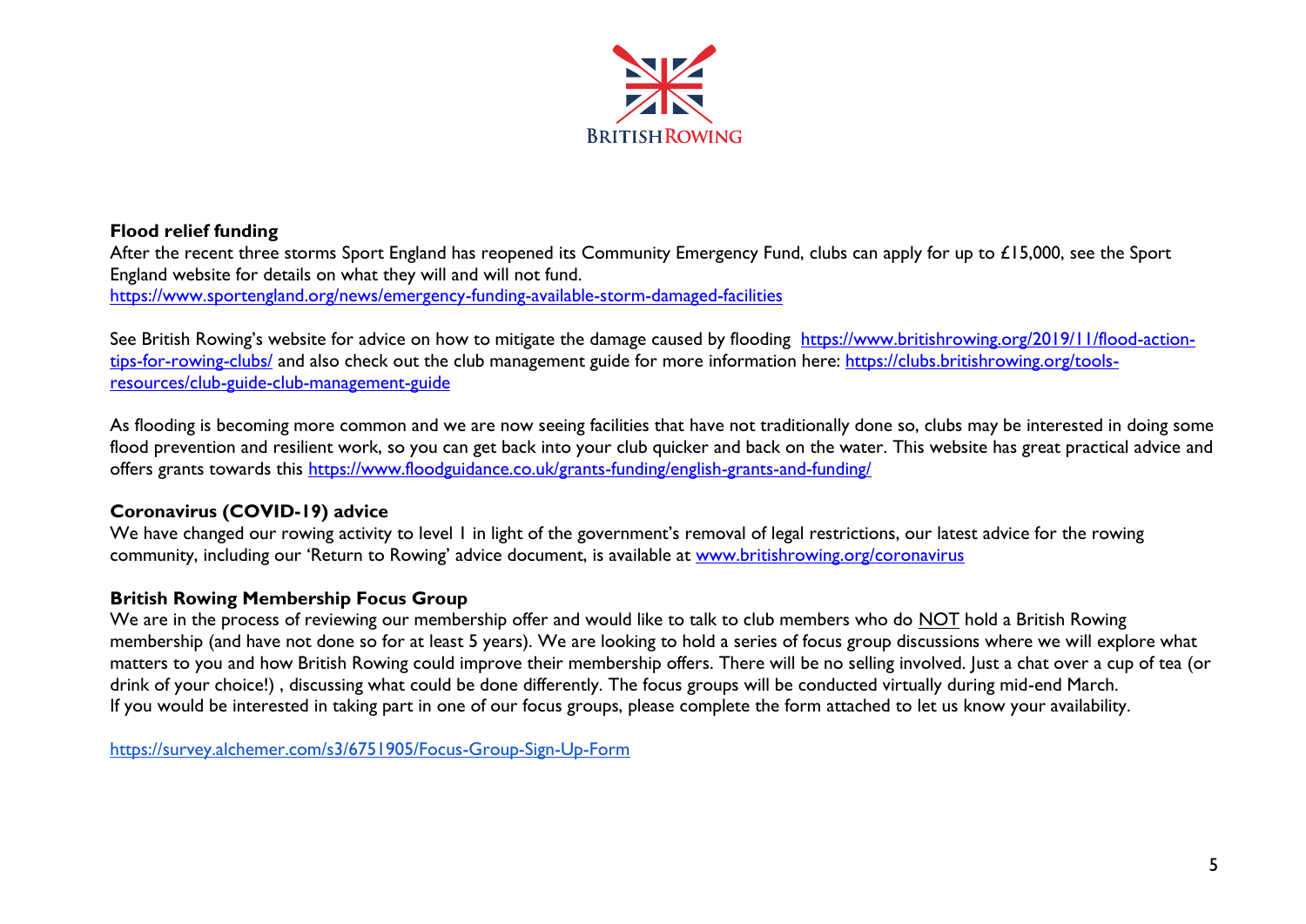**Flood relief funding**

After the recent three storms Sport England has reopened its Community Emergency Fund, clubs can apply for up to £15,000, see the Sport England website for details on what they will and will not fund.
https://www.sportengland.org/news/emergency-funding-available-storm-damaged-facilities

See British Rowing's website for advice on how to mitigate the damage caused by flooding https://www.britishrowing.org/2019/11/flood-action-tips-for-rowing-clubs/ and also check out the club management guide for more information here: https://clubs.britishrowing.org/tools-resources/club-guide-club-management-guide

As flooding is becoming more common and we are now seeing facilities that have not traditionally done so, clubs may be interested in doing some flood prevention and resilient work, so you can get back into your club quicker and back on the water. This website has great practical advice and offers grants towards this https://www.floodguidance.co.uk/grants-funding/english-grants-and-funding/

**Coronavirus (COVID-19) advice**

We have changed our rowing activity to level 1 in light of the government's removal of legal restrictions, our latest advice for the rowing community, including our 'Return to Rowing' advice document, is available at www.britishrowing.org/coronavirus

**British Rowing Membership Focus Group**

We are in the process of reviewing our membership offer and would like to talk to club members who do NOT hold a British Rowing membership (and have not done so for at least 5 years). We are looking to hold a series of focus group discussions where we will explore what matters to you and how British Rowing could improve their membership offers. There will be no selling involved. Just a chat over a cup of tea (or drink of your choice!) , discussing what could be done differently. The focus groups will be conducted virtually during mid-end March.
If you would be interested in taking part in one of our focus groups, please complete the form attached to let us know your availability.

https://survey.alchemer.com/s3/6751905/Focus-Group-Sign-Up-Form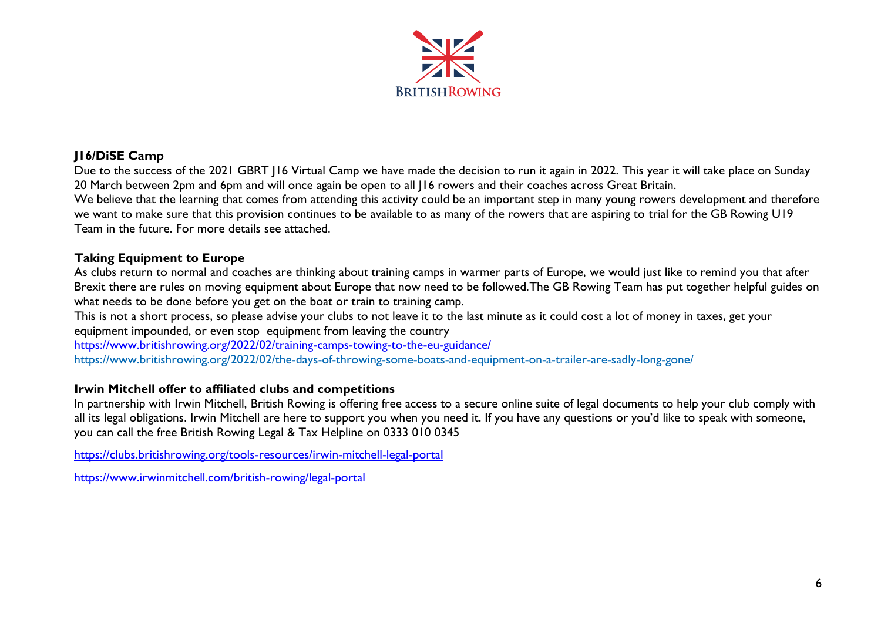**J16/DiSE Camp**

Due to the success of the 2021 GBRT J16 Virtual Camp we have made the decision to run it again in 2022. This year it will take place on Sunday 20 March between 2pm and 6pm and will once again be open to all J16 rowers and their coaches across Great Britain.

We believe that the learning that comes from attending this activity could be an important step in many young rowers development and therefore we want to make sure that this provision continues to be available to as many of the rowers that are aspiring to trial for the GB Rowing U19 Team in the future. For more details see attached.

**Taking Equipment to Europe**

As clubs return to normal and coaches are thinking about training camps in warmer parts of Europe, we would just like to remind you that after Brexit there are rules on moving equipment about Europe that now need to be followed.The GB Rowing Team has put together helpful guides on what needs to be done before you get on the boat or train to training camp.

This is not a short process, so please advise your clubs to not leave it to the last minute as it could cost a lot of money in taxes, get your equipment impounded, or even stop equipment from leaving the country

https://www.britishrowing.org/2022/02/training-camps-towing-to-the-eu-guidance/

https://www.britishrowing.org/2022/02/the-days-of-throwing-some-boats-and-equipment-on-a-trailer-are-sadly-long-gone/

**Irwin Mitchell offer to affiliated clubs and competitions**

In partnership with Irwin Mitchell, British Rowing is offering free access to a secure online suite of legal documents to help your club comply with all its legal obligations. Irwin Mitchell are here to support you when you need it. If you have any questions or you'd like to speak with someone, you can call the free British Rowing Legal & Tax Helpline on 0333 010 0345

https://clubs.britishrowing.org/tools-resources/irwin-mitchell-legal-portal

https://www.irwinmitchell.com/british-rowing/legal-portal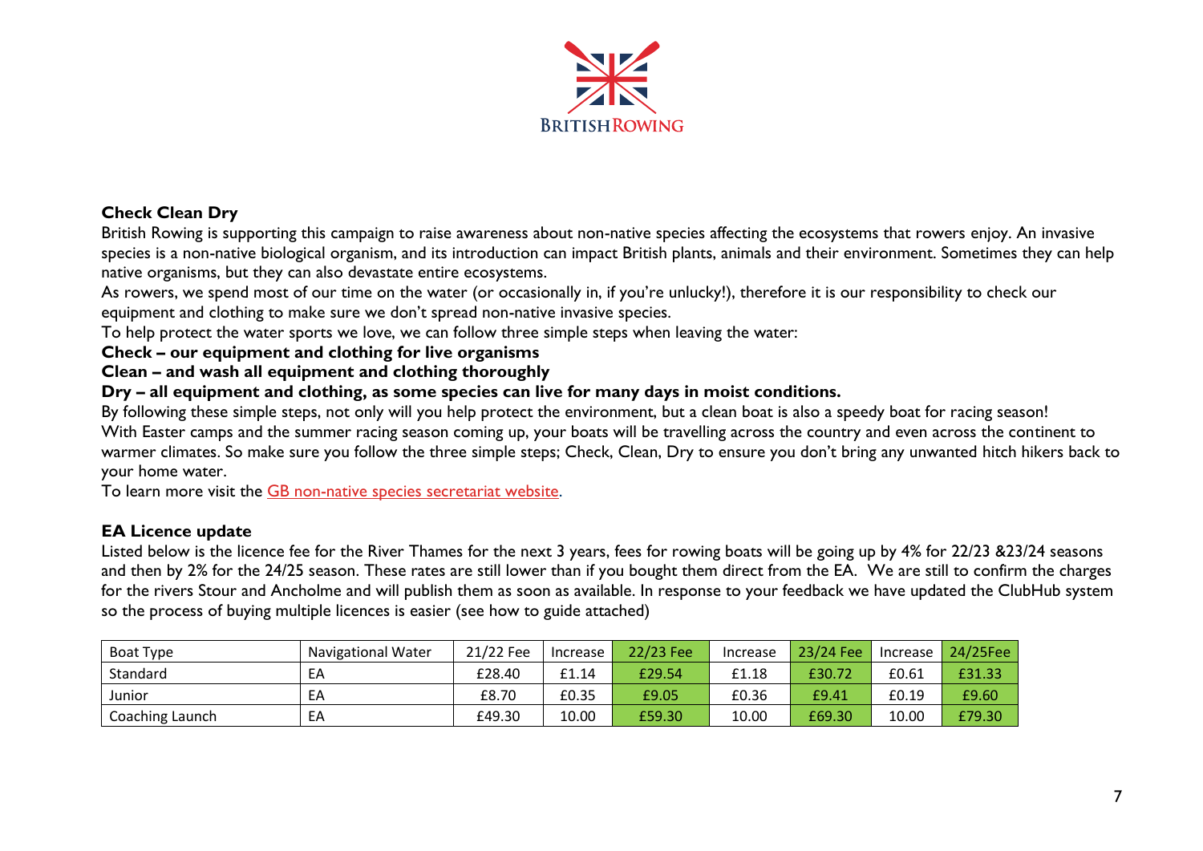## Check Clean Dry

British Rowing is supporting this campaign to raise awareness about non-native species affecting the ecosystems that rowers enjoy. An invasive species is a non-native biological organism, and its introduction can impact British plants, animals and their environment. Sometimes they can help native organisms, but they can also devastate entire ecosystems.

As rowers, we spend most of our time on the water (or occasionally in, if you're unlucky!), therefore it is our responsibility to check our equipment and clothing to make sure we don't spread non-native invasive species.

To help protect the water sports we love, we can follow three simple steps when leaving the water:

**Check – our equipment and clothing for live organisms**

**Clean – and wash all equipment and clothing thoroughly**

**Dry – all equipment and clothing, as some species can live for many days in moist conditions.**

By following these simple steps, not only will you help protect the environment, but a clean boat is also a speedy boat for racing season!

With Easter camps and the summer racing season coming up, your boats will be travelling across the country and even across the continent to warmer climates. So make sure you follow the three simple steps; Check, Clean, Dry to ensure you don't bring any unwanted hitch hikers back to your home water.

To learn more visit the GB non-native species secretariat website.

## EA Licence update

Listed below is the licence fee for the River Thames for the next 3 years, fees for rowing boats will be going up by 4% for 22/23 &23/24 seasons and then by 2% for the 24/25 season. These rates are still lower than if you bought them direct from the EA. We are still to confirm the charges for the rivers Stour and Ancholme and will publish them as soon as available. In response to your feedback we have updated the ClubHub system so the process of buying multiple licences is easier (see how to guide attached)

| Boat Type | Navigational Water | 21/22 Fee | Increase | 22/23 Fee | Increase | 23/24 Fee | Increase | 24/25Fee |
|---|---|---|---|---|---|---|---|---|
| Standard | EA | £28.40 | £1.14 | £29.54 | £1.18 | £30.72 | £0.61 | £31.33 |
| Junior | EA | £8.70 | £0.35 | £9.05 | £0.36 | £9.41 | £0.19 | £9.60 |
| Coaching Launch | EA | £49.30 | 10.00 | £59.30 | 10.00 | £69.30 | 10.00 | £79.30 |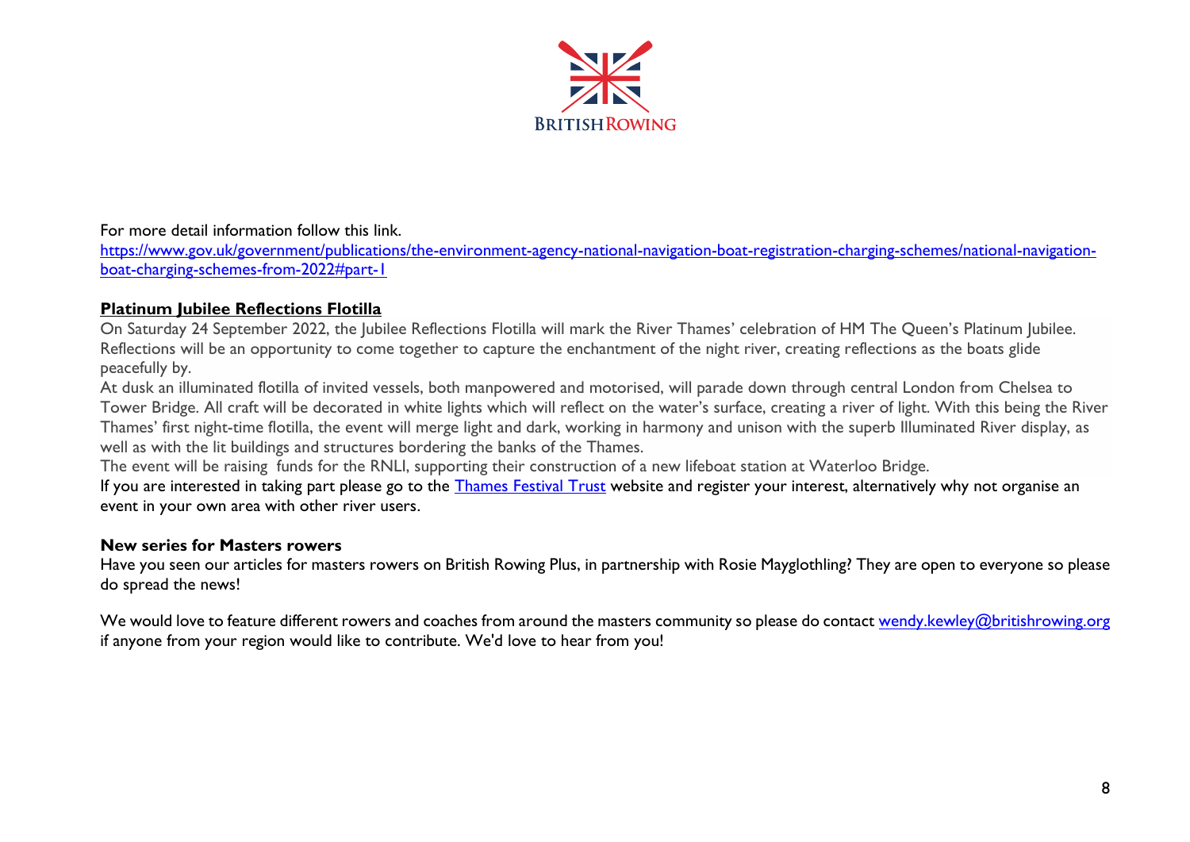For more detail information follow this link.
[https://www.gov.uk/government/publications/the-environment-agency-national-navigation-boat-registration-charging-schemes/national-navigation-boat-charging-schemes-from-2022#part-1](https://www.gov.uk/government/publications/the-environment-agency-national-navigation-boat-registration-charging-schemes/national-navigation-boat-charging-schemes-from-2022#part-1)

**Platinum Jubilee Reflections Flotilla**

On Saturday 24 September 2022, the Jubilee Reflections Flotilla will mark the River Thames' celebration of HM The Queen's Platinum Jubilee. Reflections will be an opportunity to come together to capture the enchantment of the night river, creating reflections as the boats glide peacefully by.

At dusk an illuminated flotilla of invited vessels, both manpowered and motorised, will parade down through central London from Chelsea to Tower Bridge. All craft will be decorated in white lights which will reflect on the water's surface, creating a river of light. With this being the River Thames' first night-time flotilla, the event will merge light and dark, working in harmony and unison with the superb Illuminated River display, as well as with the lit buildings and structures bordering the banks of the Thames.

The event will be raising funds for the RNLI, supporting their construction of a new lifeboat station at Waterloo Bridge.

If you are interested in taking part please go to the Thames Festival Trust website and register your interest, alternatively why not organise an event in your own area with other river users.

**New series for Masters rowers**

Have you seen our articles for masters rowers on British Rowing Plus, in partnership with Rosie Mayglothling? They are open to everyone so please do spread the news!

We would love to feature different rowers and coaches from around the masters community so please do contact wendy.kewley@britishrowing.org if anyone from your region would like to contribute. We'd love to hear from you!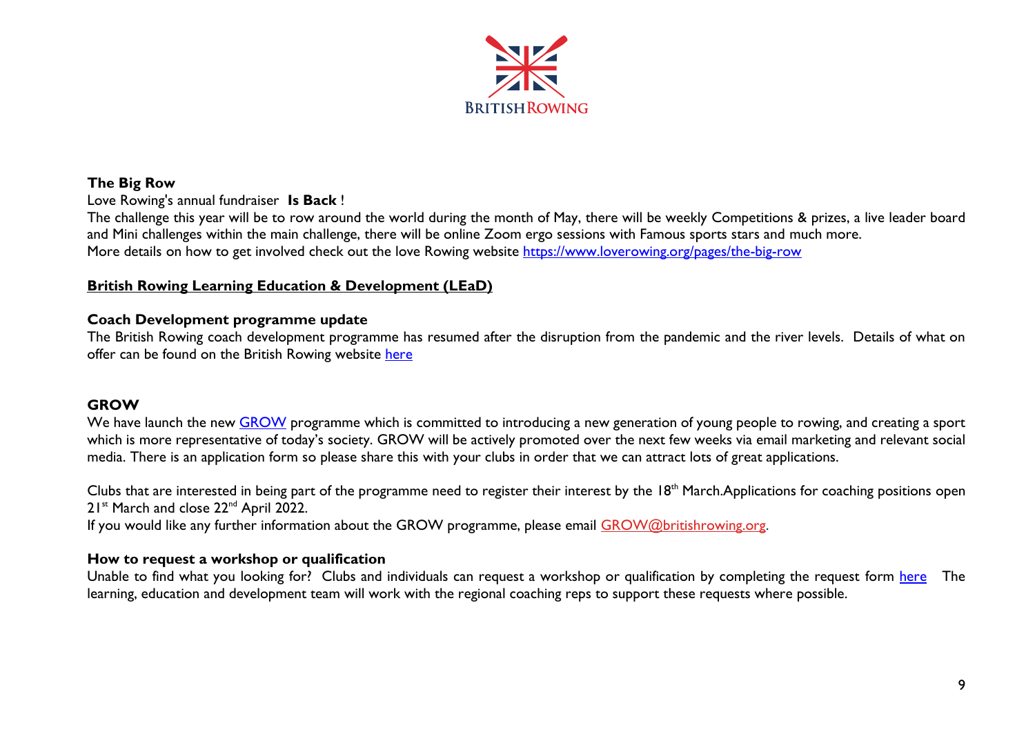**The Big Row**

Love Rowing's annual fundraiser **Is Back** !

The challenge this year will be to row around the world during the month of May, there will be weekly Competitions & prizes, a live leader board and Mini challenges within the main challenge, there will be online Zoom ergo sessions with Famous sports stars and much more.

More details on how to get involved check out the love Rowing website https://www.loverowing.org/pages/the-big-row

## British Rowing Learning Education & Development (LEaD)

**Coach Development programme update**

The British Rowing coach development programme has resumed after the disruption from the pandemic and the river levels. Details of what on offer can be found on the British Rowing website here

**GROW**

We have launch the new GROW programme which is committed to introducing a new generation of young people to rowing, and creating a sport which is more representative of today's society. GROW will be actively promoted over the next few weeks via email marketing and relevant social media. There is an application form so please share this with your clubs in order that we can attract lots of great applications.

Clubs that are interested in being part of the programme need to register their interest by the 18th March.Applications for coaching positions open 21st March and close 22nd April 2022.

If you would like any further information about the GROW programme, please email GROW@britishrowing.org.

**How to request a workshop or qualification**

Unable to find what you looking for? Clubs and individuals can request a workshop or qualification by completing the request form here The learning, education and development team will work with the regional coaching reps to support these requests where possible.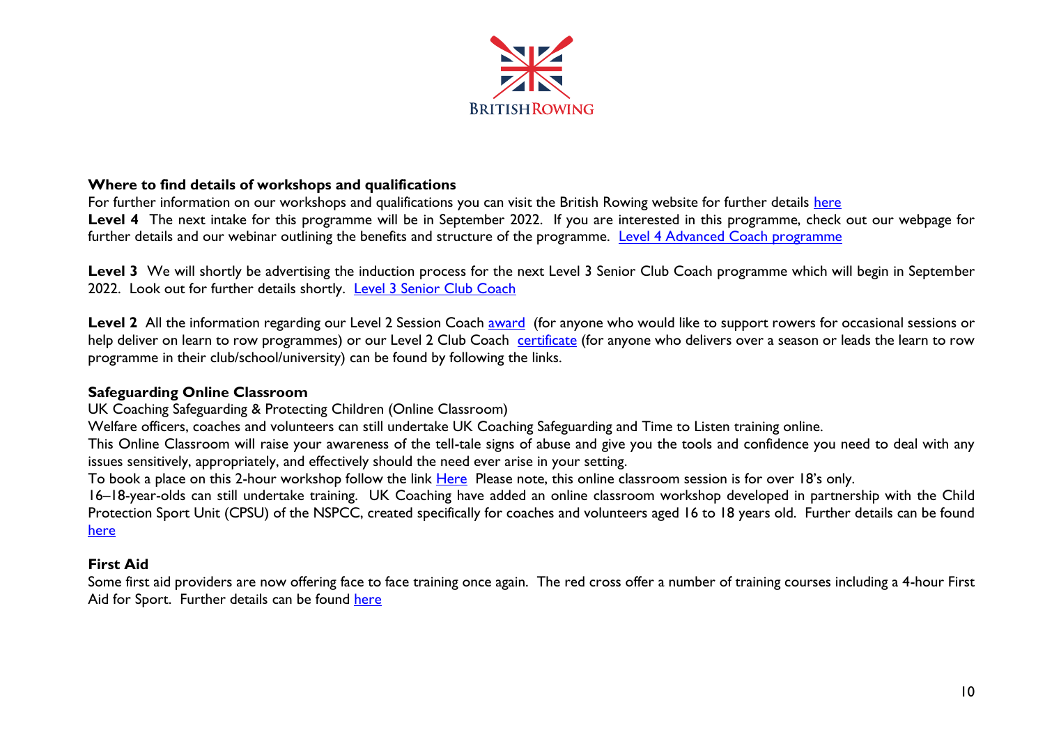**Where to find details of workshops and qualifications**

For further information on our workshops and qualifications you can visit the British Rowing website for further details here

**Level 4** The next intake for this programme will be in September 2022. If you are interested in this programme, check out our webpage for further details and our webinar outlining the benefits and structure of the programme. Level 4 Advanced Coach programme

**Level 3** We will shortly be advertising the induction process for the next Level 3 Senior Club Coach programme which will begin in September 2022. Look out for further details shortly. Level 3 Senior Club Coach

**Level 2** All the information regarding our Level 2 Session Coach award (for anyone who would like to support rowers for occasional sessions or help deliver on learn to row programmes) or our Level 2 Club Coach certificate (for anyone who delivers over a season or leads the learn to row programme in their club/school/university) can be found by following the links.

**Safeguarding Online Classroom**

UK Coaching Safeguarding & Protecting Children (Online Classroom)

Welfare officers, coaches and volunteers can still undertake UK Coaching Safeguarding and Time to Listen training online.

This Online Classroom will raise your awareness of the tell-tale signs of abuse and give you the tools and confidence you need to deal with any issues sensitively, appropriately, and effectively should the need ever arise in your setting.

To book a place on this 2-hour workshop follow the link Here Please note, this online classroom session is for over 18's only.

16–18-year-olds can still undertake training. UK Coaching have added an online classroom workshop developed in partnership with the Child Protection Sport Unit (CPSU) of the NSPCC, created specifically for coaches and volunteers aged 16 to 18 years old. Further details can be found here

**First Aid**

Some first aid providers are now offering face to face training once again. The red cross offer a number of training courses including a 4-hour First Aid for Sport. Further details can be found here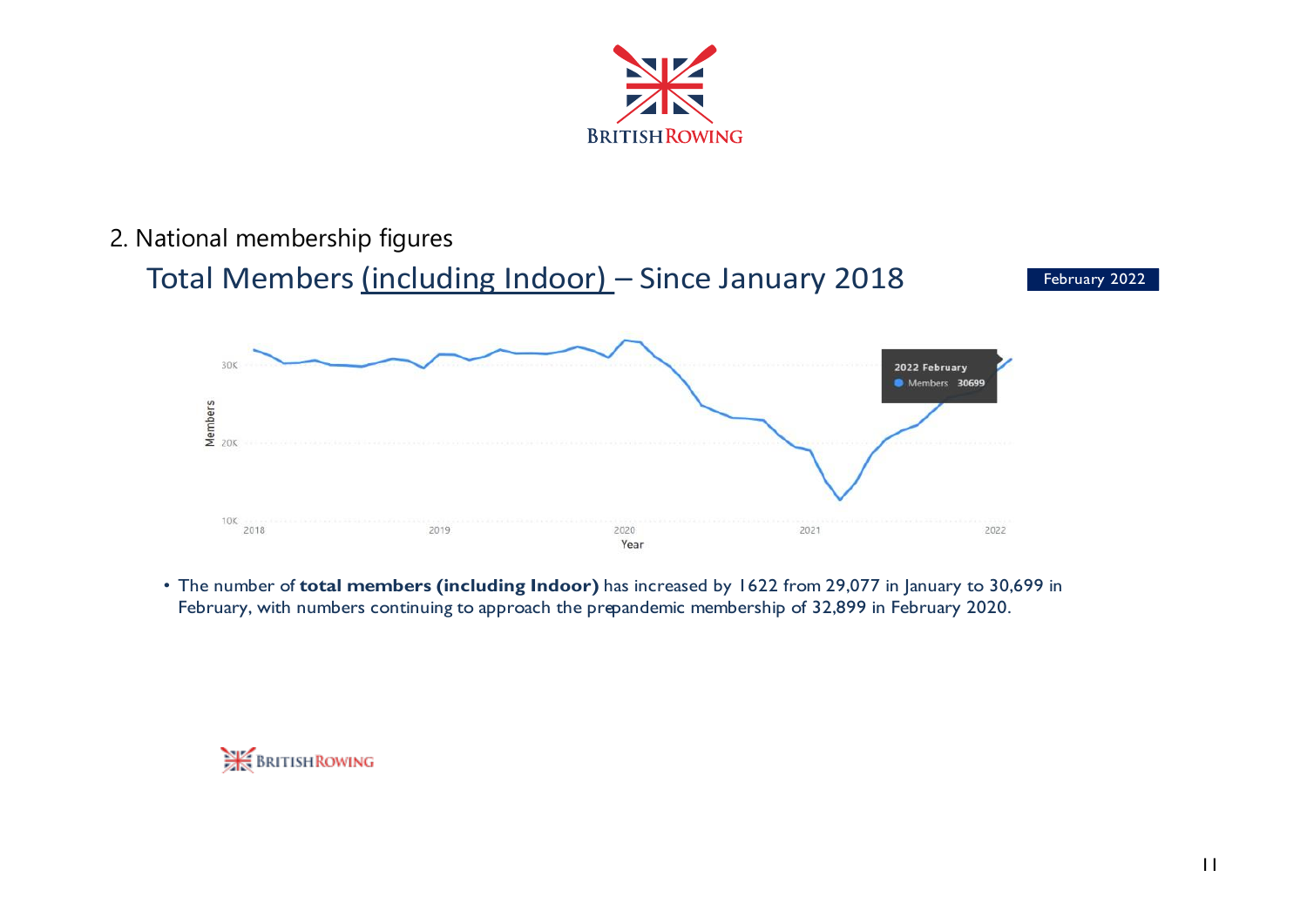## 2. National membership figures

### Total Members (including Indoor) – Since January 2018

February 2022

- The number of **total members (including Indoor)** has increased by 1622 from 29,077 in January to 30,699 in February, with numbers continuing to approach the prepandemic membership of 32,899 in February 2020.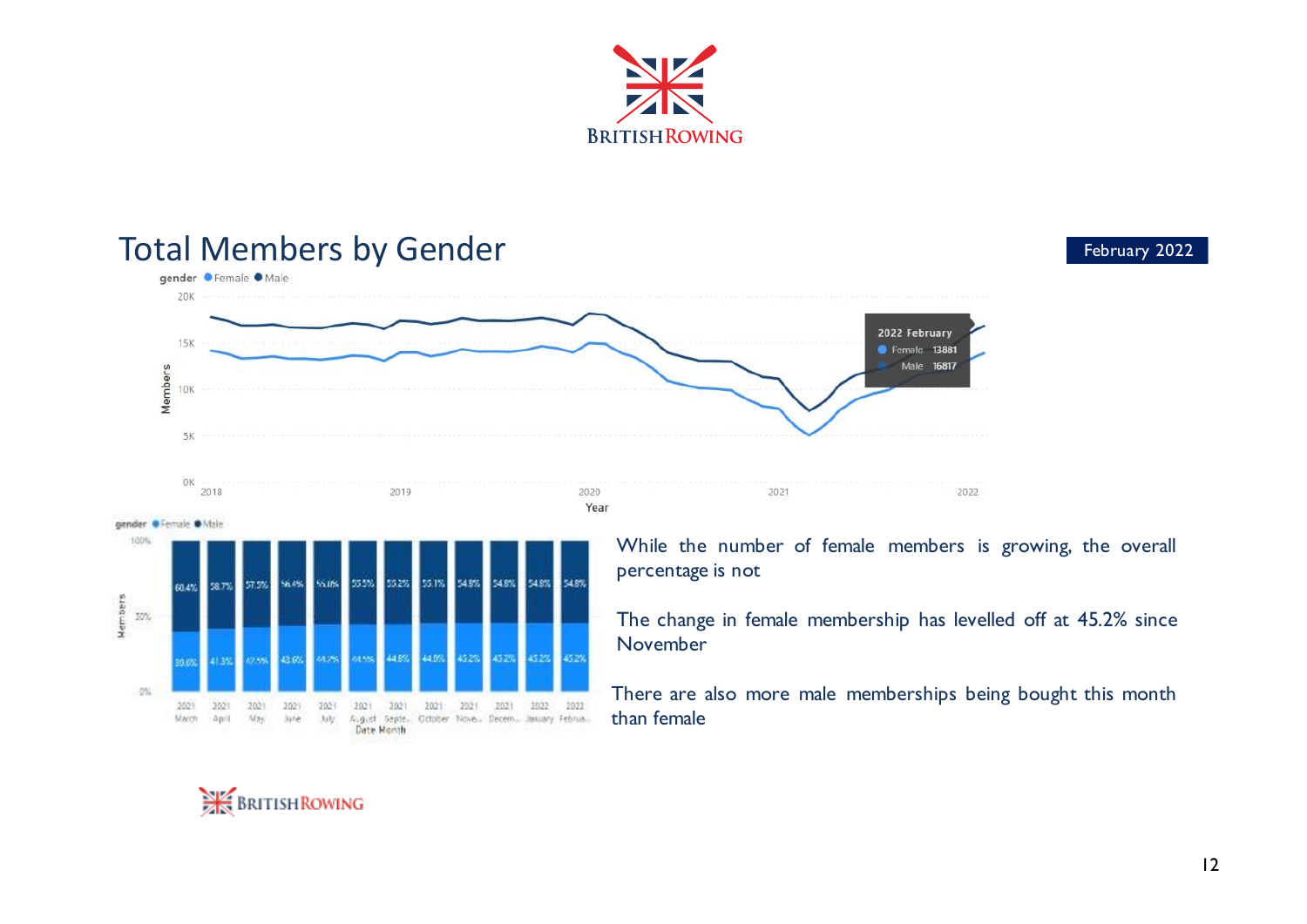## Total Members by Gender

February 2022

While the number of female members is growing, the overall percentage is not

The change in female membership has levelled off at 45.2% since November

There are also more male memberships being bought this month than female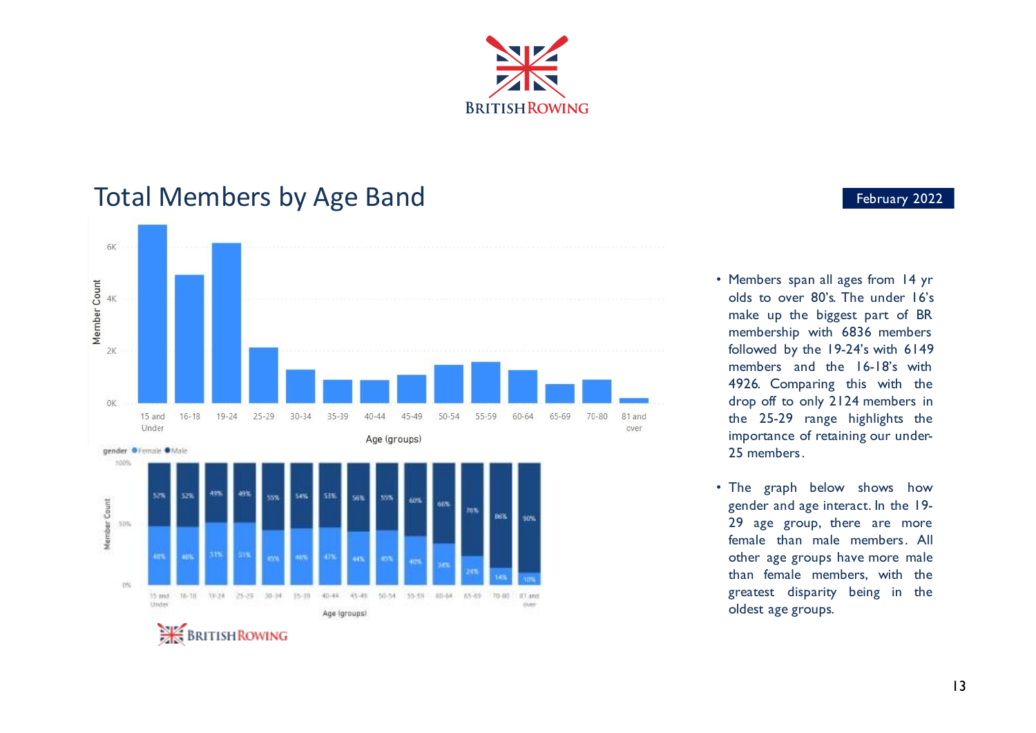# Total Members by Age Band

February 2022

- Members span all ages from 14 yr olds to over 80's. The under 16's make up the biggest part of BR membership with 6836 members followed by the 19-24's with 6149 members and the 16-18's with 4926. Comparing this with the drop off to only 2124 members in the 25-29 range highlights the importance of retaining our under-25 members.

- The graph below shows how gender and age interact. In the 19-29 age group, there are more female than male members. All other age groups have more male than female members, with the greatest disparity being in the oldest age groups.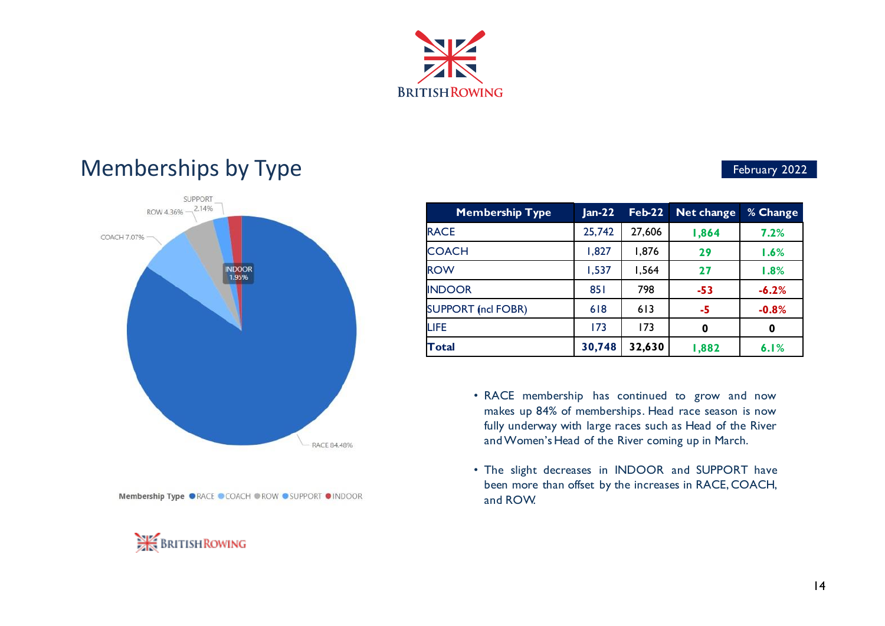## Memberships by Type

February 2022

SUPPORT 2.14%
ROW 4.36%
COACH 7.07%
INDOOR 1.95%
RACE 84.48%

Membership Type ● RACE ● COACH ● ROW ● SUPPORT ● INDOOR

| Membership Type | Jan-22 | Feb-22 | Net change | % Change |
|---|---|---|---|---|
| RACE | 25,742 | 27,606 | 1,864 | 7.2% |
| COACH | 1,827 | 1,876 | 29 | 1.6% |
| ROW | 1,537 | 1,564 | 27 | 1.8% |
| INDOOR | 851 | 798 | -53 | -6.2% |
| SUPPORT (ncl FOBR) | 618 | 613 | -5 | -0.8% |
| LIFE | 173 | 173 | 0 | 0 |
| **Total** | **30,748** | **32,630** | **1,882** | **6.1%** |

- RACE membership has continued to grow and now makes up 84% of memberships. Head race season is now fully underway with large races such as Head of the River and Women's Head of the River coming up in March.
- The slight decreases in INDOOR and SUPPORT have been more than offset by the increases in RACE, COACH, and ROW.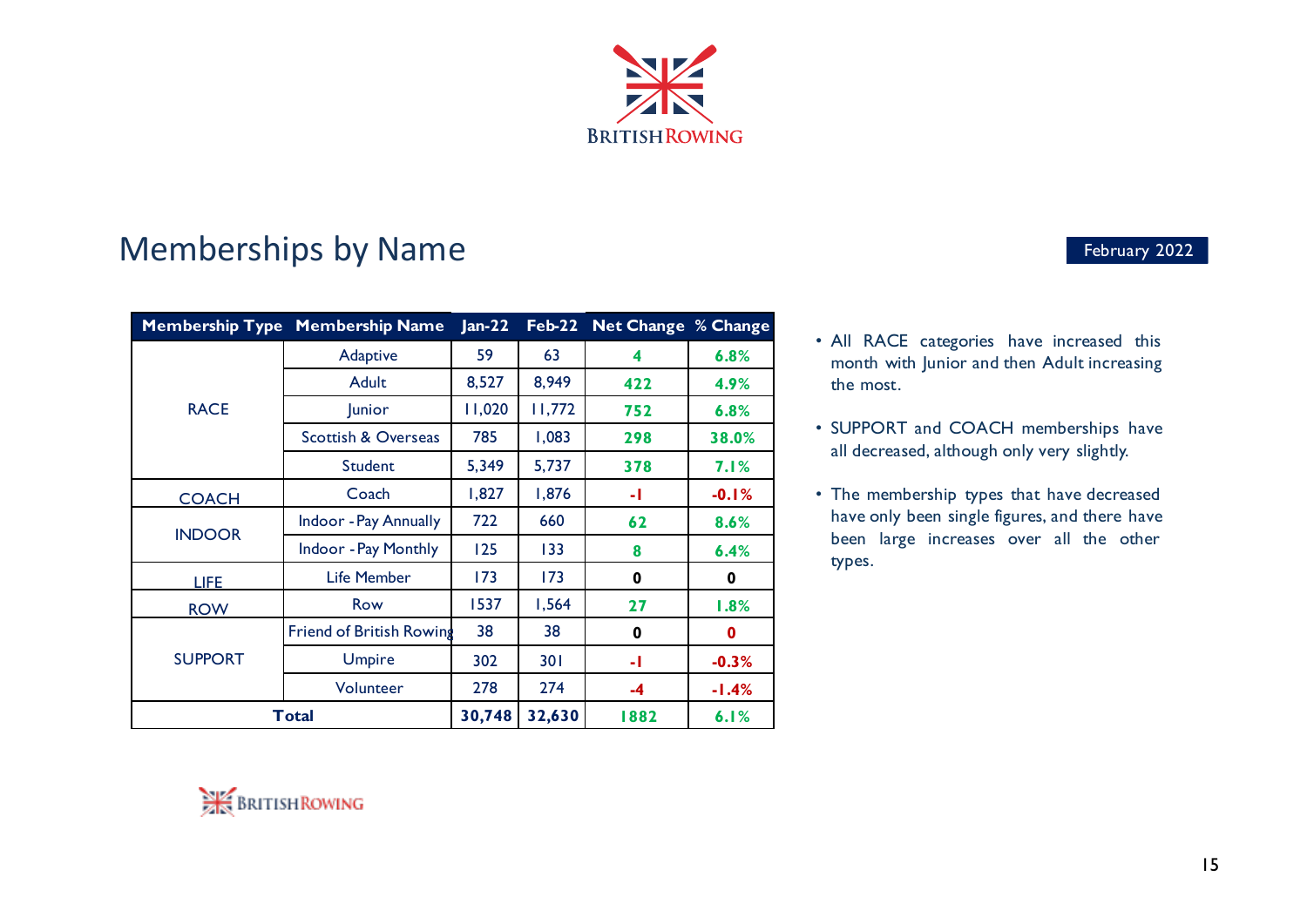## Memberships by Name

February 2022

| Membership Type | Membership Name | Jan-22 | Feb-22 | Net Change | % Change |
|---|---|---|---|---|---|
| RACE | Adaptive | 59 | 63 | 4 | 6.8% |
| | Adult | 8,527 | 8,949 | 422 | 4.9% |
| | Junior | 11,020 | 11,772 | 752 | 6.8% |
| | Scottish & Overseas | 785 | 1,083 | 298 | 38.0% |
| | Student | 5,349 | 5,737 | 378 | 7.1% |
| COACH | Coach | 1,827 | 1,876 | -1 | -0.1% |
| INDOOR | Indoor - Pay Annually | 722 | 660 | 62 | 8.6% |
| | Indoor - Pay Monthly | 125 | 133 | 8 | 6.4% |
| LIFE | Life Member | 173 | 173 | 0 | 0 |
| ROW | Row | 1537 | 1,564 | 27 | 1.8% |
| SUPPORT | Friend of British Rowing | 38 | 38 | 0 | 0 |
| | Umpire | 302 | 301 | -1 | -0.3% |
| | Volunteer | 278 | 274 | -4 | -1.4% |
| **Total** | | **30,748** | **32,630** | 1882 | 6.1% |

- All RACE categories have increased this month with Junior and then Adult increasing the most.
- SUPPORT and COACH memberships have all decreased, although only very slightly.
- The membership types that have decreased have only been single figures, and there have been large increases over all the other types.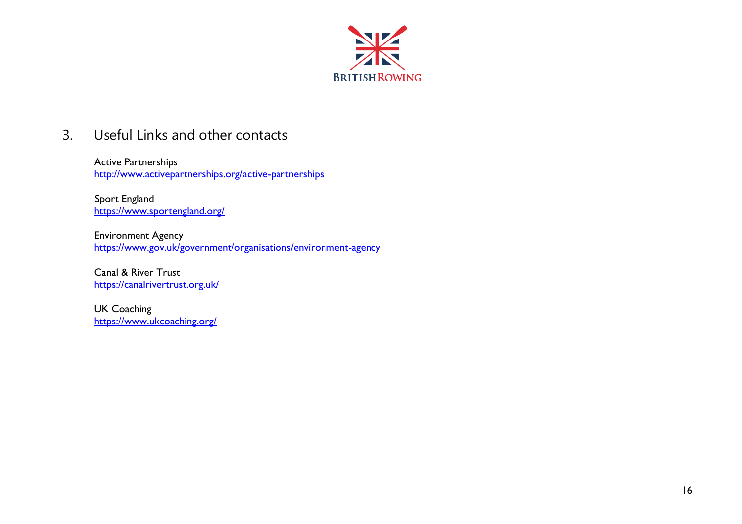## 3. Useful Links and other contacts

Active Partnerships
http://www.activepartnerships.org/active-partnerships

Sport England
https://www.sportengland.org/

Environment Agency
https://www.gov.uk/government/organisations/environment-agency

Canal & River Trust
https://canalrivertrust.org.uk/

UK Coaching
https://www.ukcoaching.org/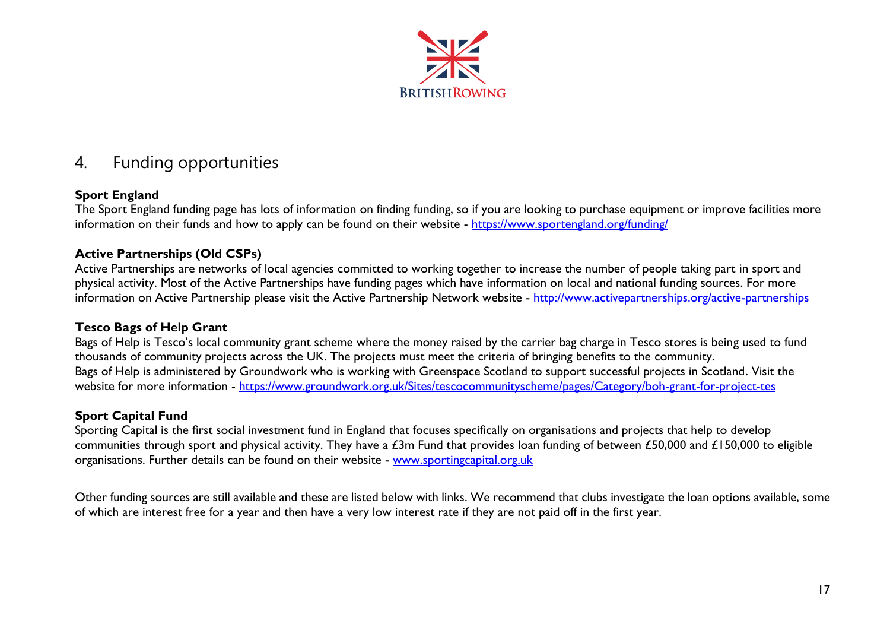## 4. Funding opportunities

**Sport England**

The Sport England funding page has lots of information on finding funding, so if you are looking to purchase equipment or improve facilities more information on their funds and how to apply can be found on their website - https://www.sportengland.org/funding/

**Active Partnerships (Old CSPs)**

Active Partnerships are networks of local agencies committed to working together to increase the number of people taking part in sport and physical activity. Most of the Active Partnerships have funding pages which have information on local and national funding sources. For more information on Active Partnership please visit the Active Partnership Network website - http://www.activepartnerships.org/active-partnerships

**Tesco Bags of Help Grant**

Bags of Help is Tesco's local community grant scheme where the money raised by the carrier bag charge in Tesco stores is being used to fund thousands of community projects across the UK. The projects must meet the criteria of bringing benefits to the community.

Bags of Help is administered by Groundwork who is working with Greenspace Scotland to support successful projects in Scotland. Visit the website for more information - https://www.groundwork.org.uk/Sites/tescocommunityscheme/pages/Category/boh-grant-for-project-tes

**Sport Capital Fund**

Sporting Capital is the first social investment fund in England that focuses specifically on organisations and projects that help to develop communities through sport and physical activity. They have a £3m Fund that provides loan funding of between £50,000 and £150,000 to eligible organisations. Further details can be found on their website - www.sportingcapital.org.uk

Other funding sources are still available and these are listed below with links. We recommend that clubs investigate the loan options available, some of which are interest free for a year and then have a very low interest rate if they are not paid off in the first year.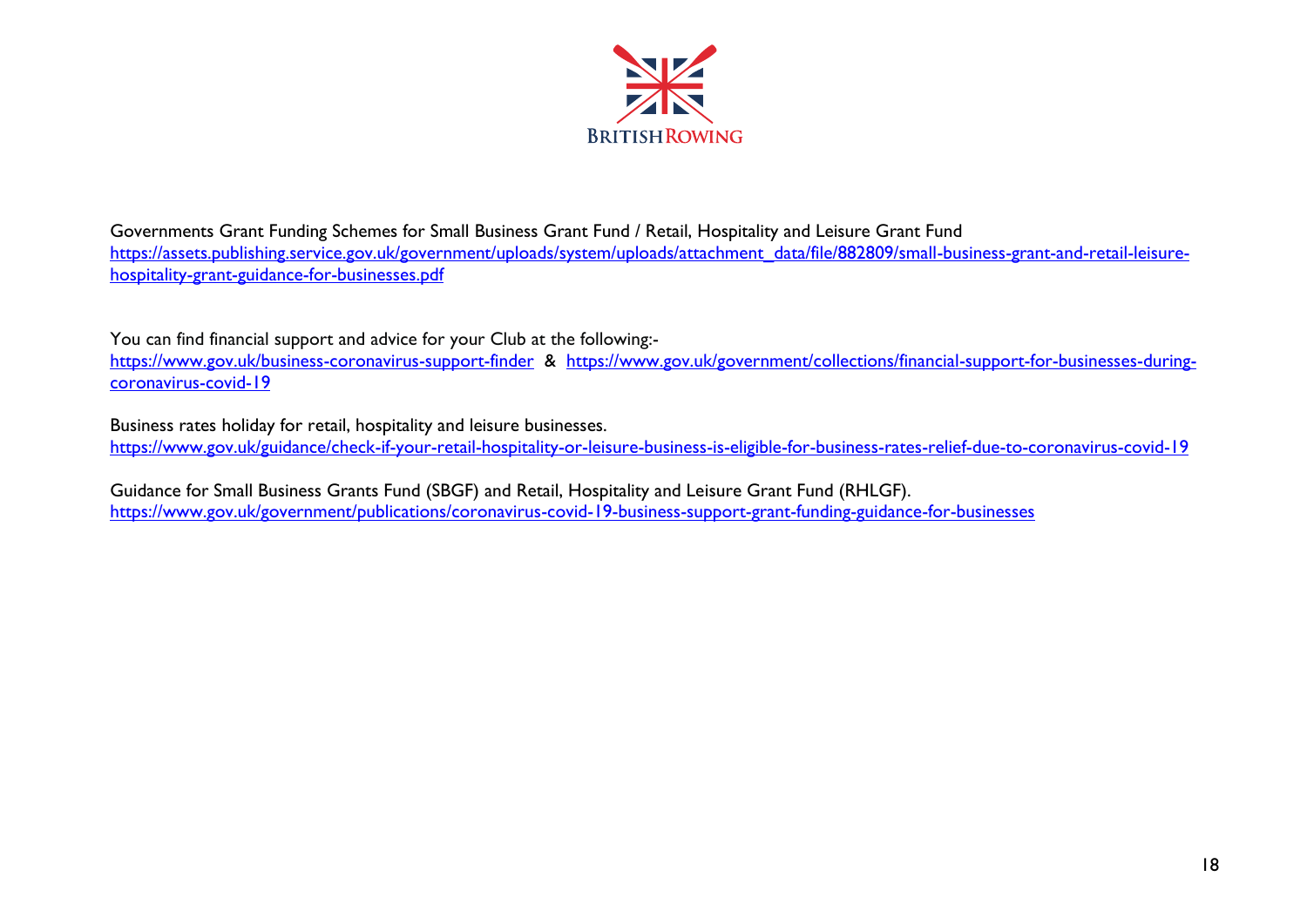Governments Grant Funding Schemes for Small Business Grant Fund / Retail, Hospitality and Leisure Grant Fund
https://assets.publishing.service.gov.uk/government/uploads/system/uploads/attachment_data/file/882809/small-business-grant-and-retail-leisure-hospitality-grant-guidance-for-businesses.pdf

You can find financial support and advice for your Club at the following:-
https://www.gov.uk/business-coronavirus-support-finder & https://www.gov.uk/government/collections/financial-support-for-businesses-during-coronavirus-covid-19

Business rates holiday for retail, hospitality and leisure businesses.
https://www.gov.uk/guidance/check-if-your-retail-hospitality-or-leisure-business-is-eligible-for-business-rates-relief-due-to-coronavirus-covid-19

Guidance for Small Business Grants Fund (SBGF) and Retail, Hospitality and Leisure Grant Fund (RHLGF).
https://www.gov.uk/government/publications/coronavirus-covid-19-business-support-grant-funding-guidance-for-businesses